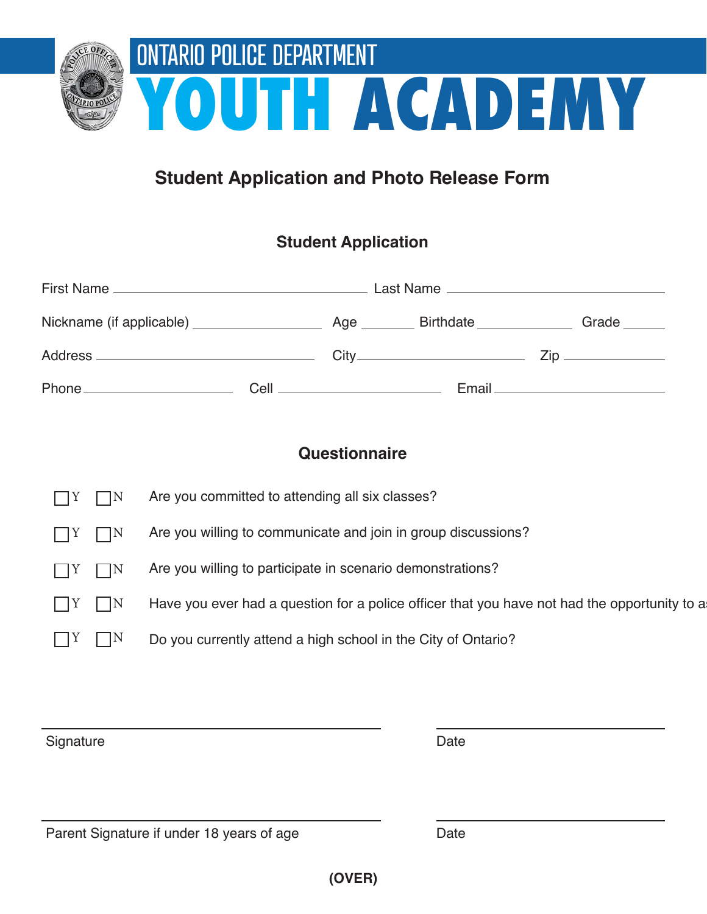# ONTARIO POLICE DEPARTMENT

# YOUTH ACADEMY

## Student Application and Photo Release Form

### Student Application

First Name ______________________ Last Name ______________________

Nickname (if applicable) ____________ Age ______ Birthdate ____________ Grade ______

Address ______________________ City ______________________ Zip ____________

Phone ______________ Cell ______________ Email ______________

### Questionnaire

☐ Y ☐ N Are you committed to attending all six classes?

☐ Y ☐ N Are you willing to communicate and join in group discussions?

☐ Y ☐ N Are you willing to participate in scenario demonstrations?

☐ Y ☐ N Have you ever had a question for a police officer that you have not had the opportunity to a

☐ Y ☐ N Do you currently attend a high school in the City of Ontario?

______________________________ ______________________
Signature Date

______________________________ ______________________
Parent Signature if under 18 years of age Date

**(OVER)**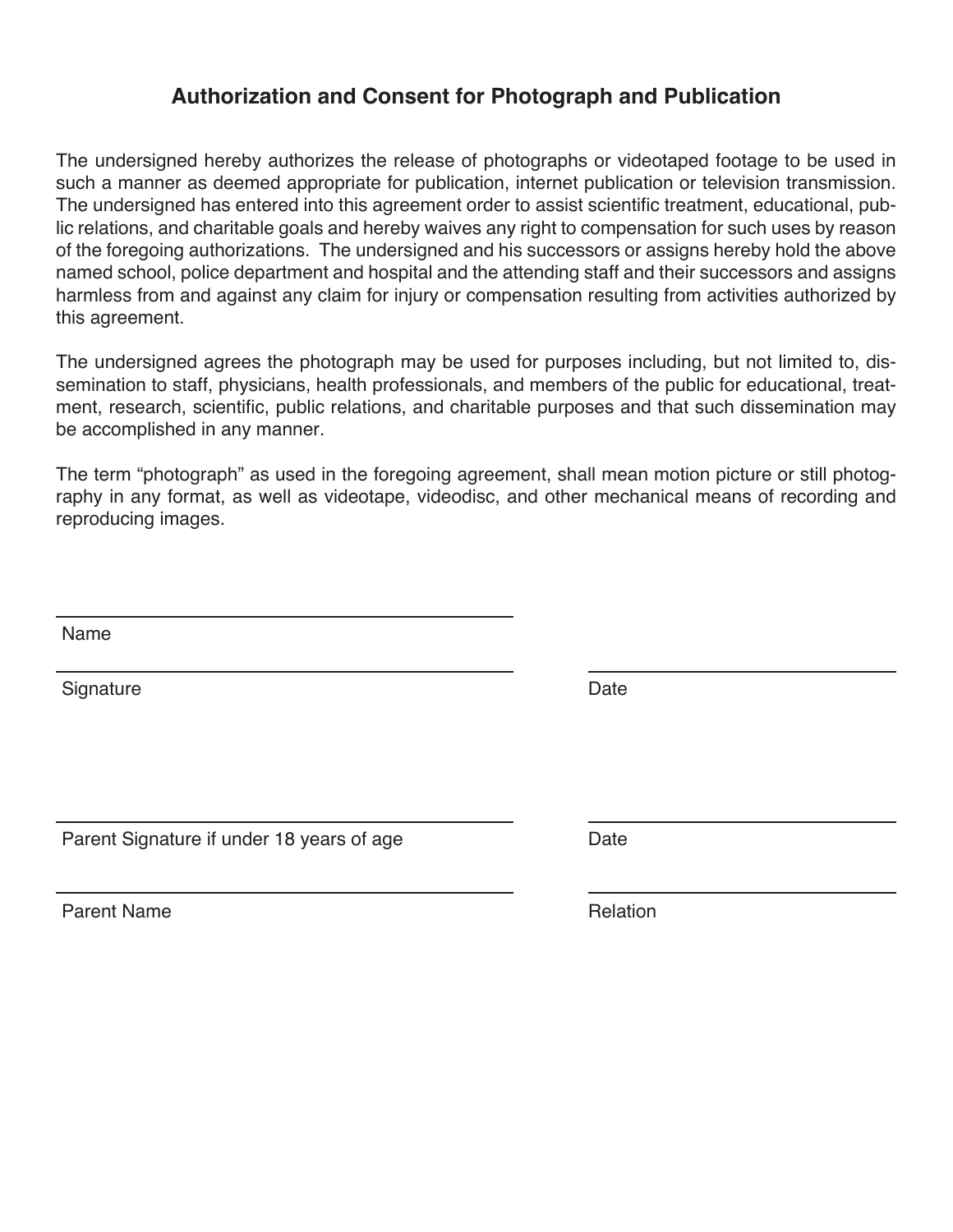## Authorization and Consent for Photograph and Publication

The undersigned hereby authorizes the release of photographs or videotaped footage to be used in such a manner as deemed appropriate for publication, internet publication or television transmission. The undersigned has entered into this agreement order to assist scientific treatment, educational, public relations, and charitable goals and hereby waives any right to compensation for such uses by reason of the foregoing authorizations. The undersigned and his successors or assigns hereby hold the above named school, police department and hospital and the attending staff and their successors and assigns harmless from and against any claim for injury or compensation resulting from activities authorized by this agreement.

The undersigned agrees the photograph may be used for purposes including, but not limited to, dissemination to staff, physicians, health professionals, and members of the public for educational, treatment, research, scientific, public relations, and charitable purposes and that such dissemination may be accomplished in any manner.

The term "photograph" as used in the foregoing agreement, shall mean motion picture or still photography in any format, as well as videotape, videodisc, and other mechanical means of recording and reproducing images.

\_\_\_\_\_\_\_\_\_\_\_\_\_\_\_\_\_\_\_\_\_\_\_\_\_\_\_\_\_\_\_\_\_\_\_\_\_\_\_\_
Name

\_\_\_\_\_\_\_\_\_\_\_\_\_\_\_\_\_\_\_\_\_\_\_\_\_\_\_\_\_\_\_\_\_\_\_\_\_\_\_\_ \_\_\_\_\_\_\_\_\_\_\_\_\_\_\_\_\_\_\_\_\_\_\_\_\_\_
Signature Date

\_\_\_\_\_\_\_\_\_\_\_\_\_\_\_\_\_\_\_\_\_\_\_\_\_\_\_\_\_\_\_\_\_\_\_\_\_\_\_\_ \_\_\_\_\_\_\_\_\_\_\_\_\_\_\_\_\_\_\_\_\_\_\_\_\_\_
Parent Signature if under 18 years of age Date

\_\_\_\_\_\_\_\_\_\_\_\_\_\_\_\_\_\_\_\_\_\_\_\_\_\_\_\_\_\_\_\_\_\_\_\_\_\_\_\_ \_\_\_\_\_\_\_\_\_\_\_\_\_\_\_\_\_\_\_\_\_\_\_\_\_\_
Parent Name Relation